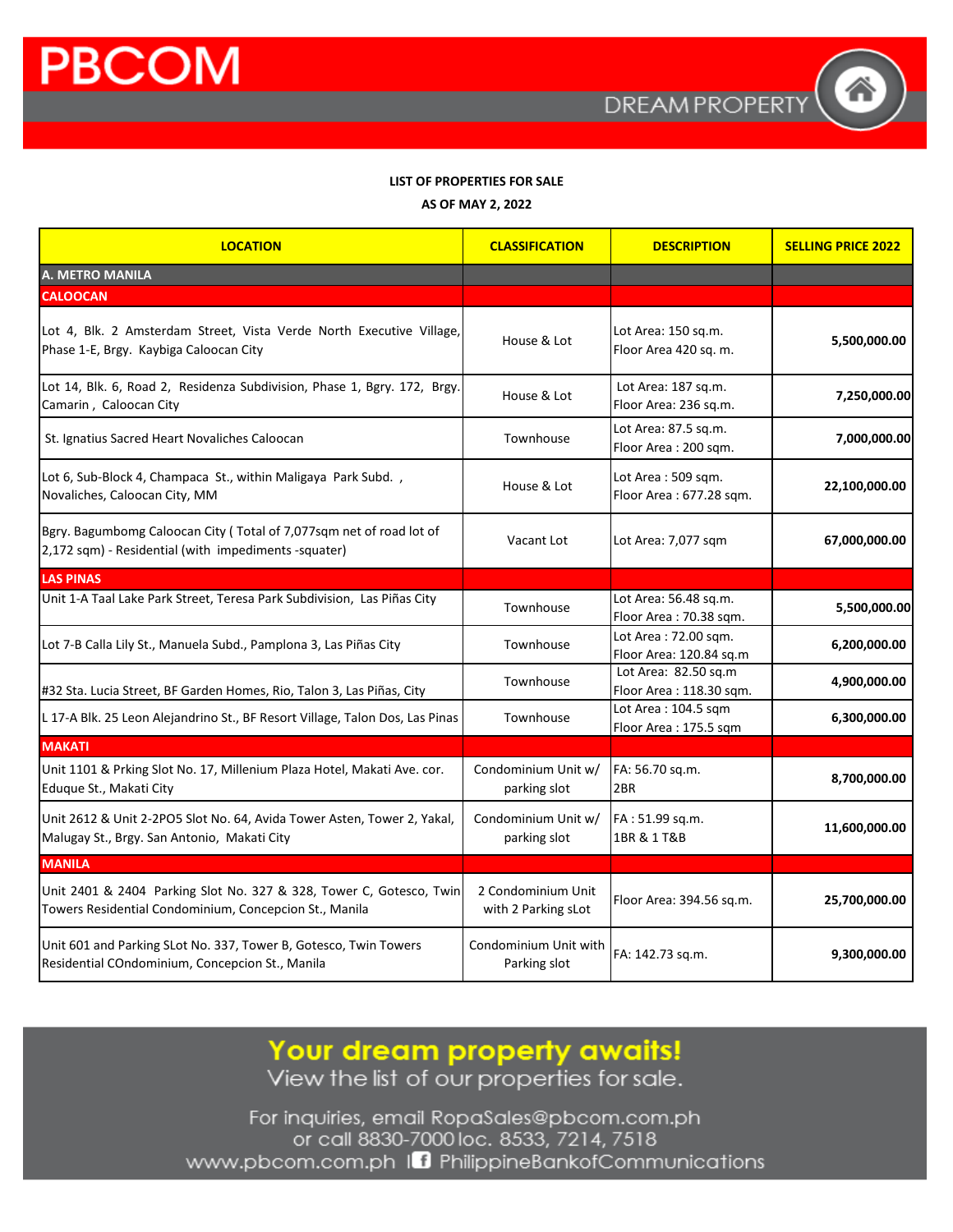PBCOM

DREAM PROPERTY

**LIST OF PROPERTIES FOR SALE**

**AS OF MAY 2, 2022**

| LOCATION | CLASSIFICATION | DESCRIPTION | SELLING PRICE 2022 |
|---|---|---|---|
| **A. METRO MANILA** | | | |
| **CALOOCAN** | | | |
| Lot 4, Blk. 2 Amsterdam Street, Vista Verde North Executive Village, Phase 1-E, Brgy. Kaybiga Caloocan City | House & Lot | Lot Area: 150 sq.m.<br>Floor Area 420 sq. m. | 5,500,000.00 |
| Lot 14, Blk. 6, Road 2, Residenza Subdivision, Phase 1, Bgry. 172, Brgy. Camarin , Caloocan City | House & Lot | Lot Area: 187 sq.m.<br>Floor Area: 236 sq.m. | 7,250,000.00 |
| St. Ignatius Sacred Heart Novaliches Caloocan | Townhouse | Lot Area: 87.5 sq.m.<br>Floor Area : 200 sqm. | 7,000,000.00 |
| Lot 6, Sub-Block 4, Champaca St., within Maligaya Park Subd. , Novaliches, Caloocan City, MM | House & Lot | Lot Area : 509 sqm.<br>Floor Area : 677.28 sqm. | 22,100,000.00 |
| Bgry. Bagumbomg Caloocan City ( Total of 7,077sqm net of road lot of 2,172 sqm) - Residential (with impediments -squater) | Vacant Lot | Lot Area: 7,077 sqm | 67,000,000.00 |
| **LAS PINAS** | | | |
| Unit 1-A Taal Lake Park Street, Teresa Park Subdivision, Las Piñas City | Townhouse | Lot Area: 56.48 sq.m.<br>Floor Area : 70.38 sqm. | 5,500,000.00 |
| Lot 7-B Calla Lily St., Manuela Subd., Pamplona 3, Las Piñas City | Townhouse | Lot Area : 72.00 sqm.<br>Floor Area: 120.84 sq.m | 6,200,000.00 |
| #32 Sta. Lucia Street, BF Garden Homes, Rio, Talon 3, Las Piñas, City | Townhouse | Lot Area: 82.50 sq.m<br>Floor Area : 118.30 sqm. | 4,900,000.00 |
| L 17-A Blk. 25 Leon Alejandrino St., BF Resort Village, Talon Dos, Las Pinas | Townhouse | Lot Area : 104.5 sqm<br>Floor Area : 175.5 sqm | 6,300,000.00 |
| **MAKATI** | | | |
| Unit 1101 & Prking Slot No. 17, Millenium Plaza Hotel, Makati Ave. cor. Eduque St., Makati City | Condominium Unit w/ parking slot | FA: 56.70 sq.m.<br>2BR | 8,700,000.00 |
| Unit 2612 & Unit 2-2PO5 Slot No. 64, Avida Tower Asten, Tower 2, Yakal, Malugay St., Brgy. San Antonio, Makati City | Condominium Unit w/ parking slot | FA : 51.99 sq.m.<br>1BR & 1 T&B | 11,600,000.00 |
| **MANILA** | | | |
| Unit 2401 & 2404 Parking Slot No. 327 & 328, Tower C, Gotesco, Twin Towers Residential Condominium, Concepcion St., Manila | 2 Condominium Unit with 2 Parking sLot | Floor Area: 394.56 sq.m. | 25,700,000.00 |
| Unit 601 and Parking SLot No. 337, Tower B, Gotesco, Twin Towers Residential COndominium, Concepcion St., Manila | Condominium Unit with Parking slot | FA: 142.73 sq.m. | 9,300,000.00 |

**Your dream property awaits!**

View the list of our properties for sale.

For inquiries, email RopaSales@pbcom.com.ph
or call 8830-7000 loc. 8533, 7214, 7518
www.pbcom.com.ph | PhilippineBankofCommunications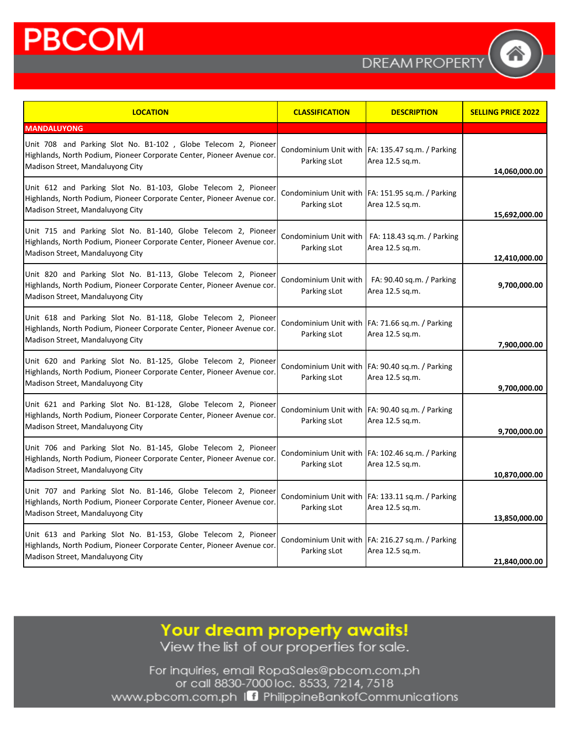# PBCOM

DREAM PROPERTY

| LOCATION | CLASSIFICATION | DESCRIPTION | SELLING PRICE 2022 |
|---|---|---|---|
| **MANDALUYONG** | | | |
| Unit 708 and Parking Slot No. B1-102 , Globe Telecom 2, Pioneer Highlands, North Podium, Pioneer Corporate Center, Pioneer Avenue cor. Madison Street, Mandaluyong City | Condominium Unit with Parking sLot | FA: 135.47 sq.m. / Parking Area 12.5 sq.m. | **14,060,000.00** |
| Unit 612 and Parking Slot No. B1-103, Globe Telecom 2, Pioneer Highlands, North Podium, Pioneer Corporate Center, Pioneer Avenue cor. Madison Street, Mandaluyong City | Condominium Unit with Parking sLot | FA: 151.95 sq.m. / Parking Area 12.5 sq.m. | **15,692,000.00** |
| Unit 715 and Parking Slot No. B1-140, Globe Telecom 2, Pioneer Highlands, North Podium, Pioneer Corporate Center, Pioneer Avenue cor. Madison Street, Mandaluyong City | Condominium Unit with Parking sLot | FA: 118.43 sq.m. / Parking Area 12.5 sq.m. | **12,410,000.00** |
| Unit 820 and Parking Slot No. B1-113, Globe Telecom 2, Pioneer Highlands, North Podium, Pioneer Corporate Center, Pioneer Avenue cor. Madison Street, Mandaluyong City | Condominium Unit with Parking sLot | FA: 90.40 sq.m. / Parking Area 12.5 sq.m. | **9,700,000.00** |
| Unit 618 and Parking Slot No. B1-118, Globe Telecom 2, Pioneer Highlands, North Podium, Pioneer Corporate Center, Pioneer Avenue cor. Madison Street, Mandaluyong City | Condominium Unit with Parking sLot | FA: 71.66 sq.m. / Parking Area 12.5 sq.m. | **7,900,000.00** |
| Unit 620 and Parking Slot No. B1-125, Globe Telecom 2, Pioneer Highlands, North Podium, Pioneer Corporate Center, Pioneer Avenue cor. Madison Street, Mandaluyong City | Condominium Unit with Parking sLot | FA: 90.40 sq.m. / Parking Area 12.5 sq.m. | **9,700,000.00** |
| Unit 621 and Parking Slot No. B1-128, Globe Telecom 2, Pioneer Highlands, North Podium, Pioneer Corporate Center, Pioneer Avenue cor. Madison Street, Mandaluyong City | Condominium Unit with Parking sLot | FA: 90.40 sq.m. / Parking Area 12.5 sq.m. | **9,700,000.00** |
| Unit 706 and Parking Slot No. B1-145, Globe Telecom 2, Pioneer Highlands, North Podium, Pioneer Corporate Center, Pioneer Avenue cor. Madison Street, Mandaluyong City | Condominium Unit with Parking sLot | FA: 102.46 sq.m. / Parking Area 12.5 sq.m. | **10,870,000.00** |
| Unit 707 and Parking Slot No. B1-146, Globe Telecom 2, Pioneer Highlands, North Podium, Pioneer Corporate Center, Pioneer Avenue cor. Madison Street, Mandaluyong City | Condominium Unit with Parking sLot | FA: 133.11 sq.m. / Parking Area 12.5 sq.m. | **13,850,000.00** |
| Unit 613 and Parking Slot No. B1-153, Globe Telecom 2, Pioneer Highlands, North Podium, Pioneer Corporate Center, Pioneer Avenue cor. Madison Street, Mandaluyong City | Condominium Unit with Parking sLot | FA: 216.27 sq.m. / Parking Area 12.5 sq.m. | **21,840,000.00** |

**Your dream property awaits!**

View the list of our properties for sale.

For inquiries, email RopaSales@pbcom.com.ph
or call 8830-7000 loc. 8533, 7214, 7518
www.pbcom.com.ph | PhilippineBankofCommunications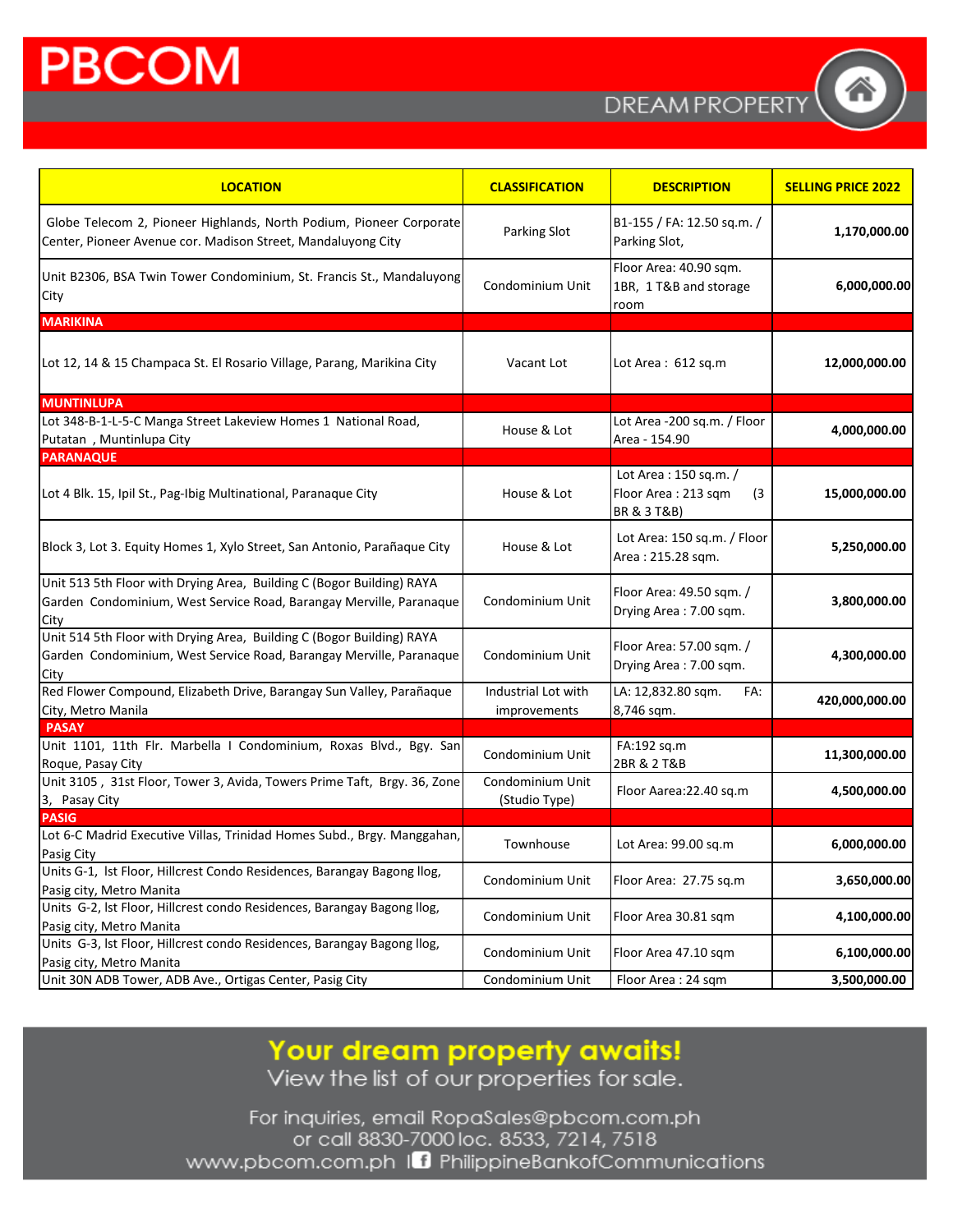# PBCOM

DREAM PROPERTY

| LOCATION | CLASSIFICATION | DESCRIPTION | SELLING PRICE 2022 |
|---|---|---|---|
| Globe Telecom 2, Pioneer Highlands, North Podium, Pioneer Corporate Center, Pioneer Avenue cor. Madison Street, Mandaluyong City | Parking Slot | B1-155 / FA: 12.50 sq.m. / Parking Slot, | 1,170,000.00 |
| Unit B2306, BSA Twin Tower Condominium, St. Francis St., Mandaluyong City | Condominium Unit | Floor Area: 40.90 sqm. 1BR, 1 T&B and storage room | 6,000,000.00 |
| **MARIKINA** | | | |
| Lot 12, 14 & 15 Champaca St. El Rosario Village, Parang, Marikina City | Vacant Lot | Lot Area : 612 sq.m | 12,000,000.00 |
| **MUNTINLUPA** | | | |
| Lot 348-B-1-L-5-C Manga Street Lakeview Homes 1 National Road, Putatan , Muntinlupa City | House & Lot | Lot Area -200 sq.m. / Floor Area - 154.90 | 4,000,000.00 |
| **PARANAQUE** | | | |
| Lot 4 Blk. 15, Ipil St., Pag-Ibig Multinational, Paranaque City | House & Lot | Lot Area : 150 sq.m. / Floor Area : 213 sqm (3 BR & 3 T&B) | 15,000,000.00 |
| Block 3, Lot 3. Equity Homes 1, Xylo Street, San Antonio, Parañaque City | House & Lot | Lot Area: 150 sq.m. / Floor Area : 215.28 sqm. | 5,250,000.00 |
| Unit 513 5th Floor with Drying Area, Building C (Bogor Building) RAYA Garden Condominium, West Service Road, Barangay Merville, Paranaque City | Condominium Unit | Floor Area: 49.50 sqm. / Drying Area : 7.00 sqm. | 3,800,000.00 |
| Unit 514 5th Floor with Drying Area, Building C (Bogor Building) RAYA Garden Condominium, West Service Road, Barangay Merville, Paranaque City | Condominium Unit | Floor Area: 57.00 sqm. / Drying Area : 7.00 sqm. | 4,300,000.00 |
| Red Flower Compound, Elizabeth Drive, Barangay Sun Valley, Parañaque City, Metro Manila | Industrial Lot with improvements | LA: 12,832.80 sqm. FA: 8,746 sqm. | 420,000,000.00 |
| **PASAY** | | | |
| Unit 1101, 11th Flr. Marbella I Condominium, Roxas Blvd., Bgy. San Roque, Pasay City | Condominium Unit | FA:192 sq.m 2BR & 2 T&B | 11,300,000.00 |
| Unit 3105 , 31st Floor, Tower 3, Avida, Towers Prime Taft, Brgy. 36, Zone 3, Pasay City | Condominium Unit (Studio Type) | Floor Aarea:22.40 sq.m | 4,500,000.00 |
| **PASIG** | | | |
| Lot 6-C Madrid Executive Villas, Trinidad Homes Subd., Brgy. Manggahan, Pasig City | Townhouse | Lot Area: 99.00 sq.m | 6,000,000.00 |
| Units G-1, Ist Floor, Hillcrest Condo Residences, Barangay Bagong Ilog, Pasig city, Metro Manita | Condominium Unit | Floor Area: 27.75 sq.m | 3,650,000.00 |
| Units G-2, Ist Floor, Hillcrest condo Residences, Barangay Bagong Ilog, Pasig city, Metro Manita | Condominium Unit | Floor Area 30.81 sqm | 4,100,000.00 |
| Units G-3, Ist Floor, Hillcrest condo Residences, Barangay Bagong Ilog, Pasig city, Metro Manita | Condominium Unit | Floor Area 47.10 sqm | 6,100,000.00 |
| Unit 30N ADB Tower, ADB Ave., Ortigas Center, Pasig City | Condominium Unit | Floor Area : 24 sqm | 3,500,000.00 |

**Your dream property awaits!**

View the list of our properties for sale.

For inquiries, email RopaSales@pbcom.com.ph
or call 8830-7000 loc. 8533, 7214, 7518
www.pbcom.com.ph | PhilippineBankofCommunications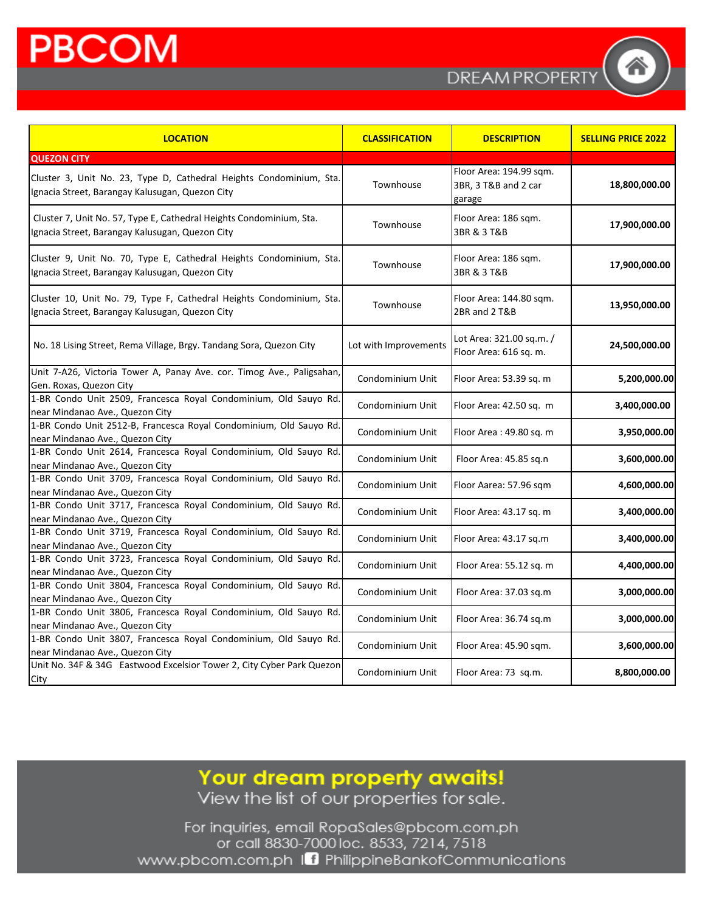# PBCOM

DREAM PROPERTY

| LOCATION | CLASSIFICATION | DESCRIPTION | SELLING PRICE 2022 |
|---|---|---|---|
| **QUEZON CITY** | | | |
| Cluster 3, Unit No. 23, Type D, Cathedral Heights Condominium, Sta. Ignacia Street, Barangay Kalusugan, Quezon City | Townhouse | Floor Area: 194.99 sqm. 3BR, 3 T&B and 2 car garage | 18,800,000.00 |
| Cluster 7, Unit No. 57, Type E, Cathedral Heights Condominium, Sta. Ignacia Street, Barangay Kalusugan, Quezon City | Townhouse | Floor Area: 186 sqm. 3BR & 3 T&B | 17,900,000.00 |
| Cluster 9, Unit No. 70, Type E, Cathedral Heights Condominium, Sta. Ignacia Street, Barangay Kalusugan, Quezon City | Townhouse | Floor Area: 186 sqm. 3BR & 3 T&B | 17,900,000.00 |
| Cluster 10, Unit No. 79, Type F, Cathedral Heights Condominium, Sta. Ignacia Street, Barangay Kalusugan, Quezon City | Townhouse | Floor Area: 144.80 sqm. 2BR and 2 T&B | 13,950,000.00 |
| No. 18 Lising Street, Rema Village, Brgy. Tandang Sora, Quezon City | Lot with Improvements | Lot Area: 321.00 sq.m. / Floor Area: 616 sq. m. | 24,500,000.00 |
| Unit 7-A26, Victoria Tower A, Panay Ave. cor. Timog Ave., Paligsahan, Gen. Roxas, Quezon City | Condominium Unit | Floor Area: 53.39 sq. m | 5,200,000.00 |
| 1-BR Condo Unit 2509, Francesca Royal Condominium, Old Sauyo Rd. near Mindanao Ave., Quezon City | Condominium Unit | Floor Area: 42.50 sq. m | 3,400,000.00 |
| 1-BR Condo Unit 2512-B, Francesca Royal Condominium, Old Sauyo Rd. near Mindanao Ave., Quezon City | Condominium Unit | Floor Area : 49.80 sq. m | 3,950,000.00 |
| 1-BR Condo Unit 2614, Francesca Royal Condominium, Old Sauyo Rd. near Mindanao Ave., Quezon City | Condominium Unit | Floor Area: 45.85 sq.n | 3,600,000.00 |
| 1-BR Condo Unit 3709, Francesca Royal Condominium, Old Sauyo Rd. near Mindanao Ave., Quezon City | Condominium Unit | Floor Aarea: 57.96 sqm | 4,600,000.00 |
| 1-BR Condo Unit 3717, Francesca Royal Condominium, Old Sauyo Rd. near Mindanao Ave., Quezon City | Condominium Unit | Floor Area: 43.17 sq. m | 3,400,000.00 |
| 1-BR Condo Unit 3719, Francesca Royal Condominium, Old Sauyo Rd. near Mindanao Ave., Quezon City | Condominium Unit | Floor Area: 43.17 sq.m | 3,400,000.00 |
| 1-BR Condo Unit 3723, Francesca Royal Condominium, Old Sauyo Rd. near Mindanao Ave., Quezon City | Condominium Unit | Floor Area: 55.12 sq. m | 4,400,000.00 |
| 1-BR Condo Unit 3804, Francesca Royal Condominium, Old Sauyo Rd. near Mindanao Ave., Quezon City | Condominium Unit | Floor Area: 37.03 sq.m | 3,000,000.00 |
| 1-BR Condo Unit 3806, Francesca Royal Condominium, Old Sauyo Rd. near Mindanao Ave., Quezon City | Condominium Unit | Floor Area: 36.74 sq.m | 3,000,000.00 |
| 1-BR Condo Unit 3807, Francesca Royal Condominium, Old Sauyo Rd. near Mindanao Ave., Quezon City | Condominium Unit | Floor Area: 45.90 sqm. | 3,600,000.00 |
| Unit No. 34F & 34G Eastwood Excelsior Tower 2, City Cyber Park Quezon City | Condominium Unit | Floor Area: 73 sq.m. | 8,800,000.00 |

**Your dream property awaits!**

View the list of our properties for sale.

For inquiries, email RopaSales@pbcom.com.ph
or call 8830-7000 loc. 8533, 7214, 7518
www.pbcom.com.ph | PhilippineBankofCommunications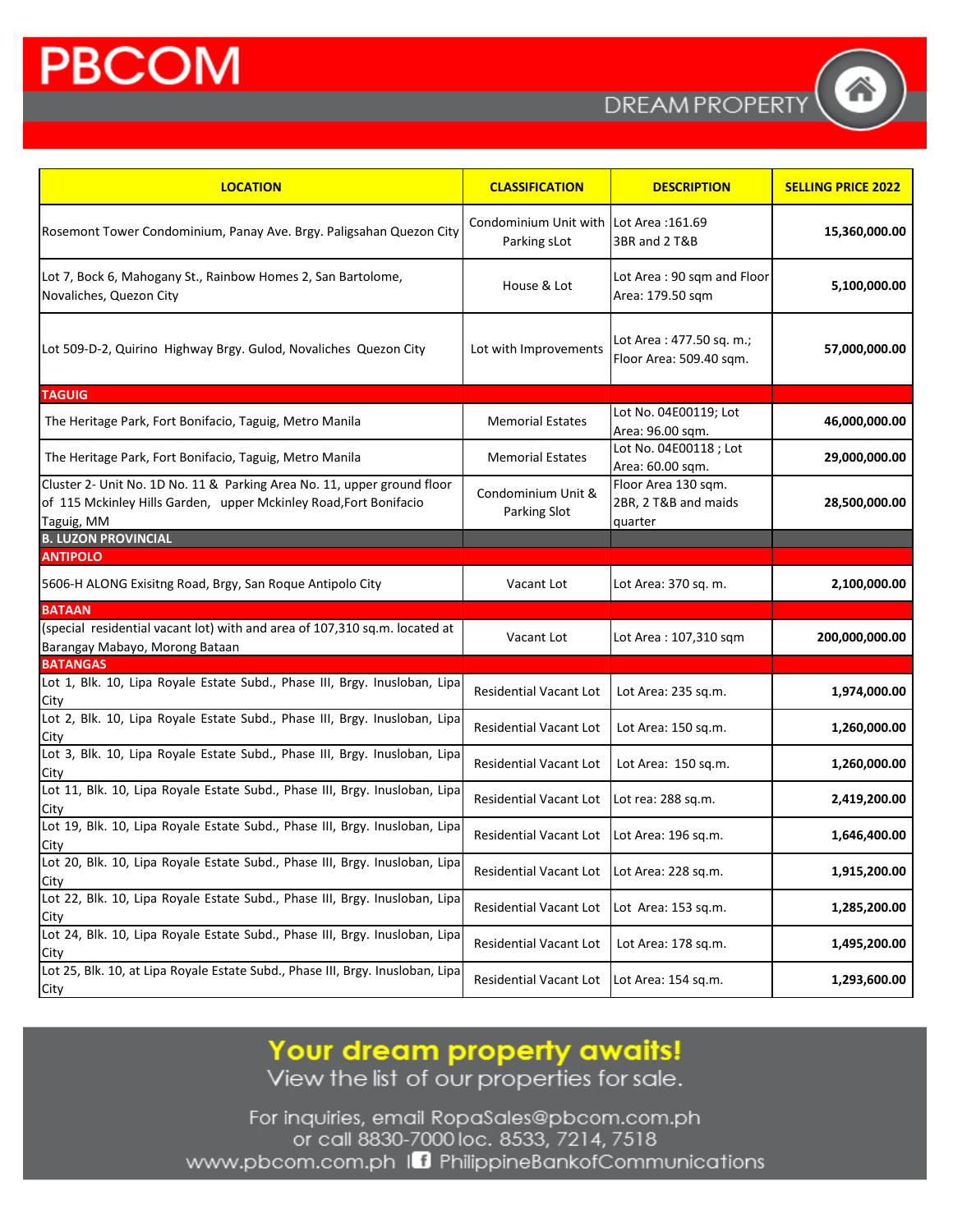# PBCOM

DREAM PROPERTY

| LOCATION | CLASSIFICATION | DESCRIPTION | SELLING PRICE 2022 |
|---|---|---|---|
| Rosemont Tower Condominium, Panay Ave. Brgy. Paligsahan Quezon City | Condominium Unit with Parking sLot | Lot Area :161.69 3BR and 2 T&B | 15,360,000.00 |
| Lot 7, Bock 6, Mahogany St., Rainbow Homes 2, San Bartolome, Novaliches, Quezon City | House & Lot | Lot Area : 90 sqm and Floor Area: 179.50 sqm | 5,100,000.00 |
| Lot 509-D-2, Quirino Highway Brgy. Gulod, Novaliches Quezon City | Lot with Improvements | Lot Area : 477.50 sq. m.; Floor Area: 509.40 sqm. | 57,000,000.00 |
| **TAGUIG** | | | |
| The Heritage Park, Fort Bonifacio, Taguig, Metro Manila | Memorial Estates | Lot No. 04E00119; Lot Area: 96.00 sqm. | 46,000,000.00 |
| The Heritage Park, Fort Bonifacio, Taguig, Metro Manila | Memorial Estates | Lot No. 04E00118 ; Lot Area: 60.00 sqm. | 29,000,000.00 |
| Cluster 2- Unit No. 1D No. 11 & Parking Area No. 11, upper ground floor of 115 Mckinley Hills Garden, upper Mckinley Road,Fort Bonifacio Taguig, MM | Condominium Unit & Parking Slot | Floor Area 130 sqm. 2BR, 2 T&B and maids quarter | 28,500,000.00 |
| **B. LUZON PROVINCIAL** | | | |
| **ANTIPOLO** | | | |
| 5606-H ALONG Exisitng Road, Brgy, San Roque Antipolo City | Vacant Lot | Lot Area: 370 sq. m. | 2,100,000.00 |
| **BATAAN** | | | |
| (special residential vacant lot) with and area of 107,310 sq.m. located at Barangay Mabayo, Morong Bataan | Vacant Lot | Lot Area : 107,310 sqm | 200,000,000.00 |
| **BATANGAS** | | | |
| Lot 1, Blk. 10, Lipa Royale Estate Subd., Phase III, Brgy. Inusloban, Lipa City | Residential Vacant Lot | Lot Area: 235 sq.m. | 1,974,000.00 |
| Lot 2, Blk. 10, Lipa Royale Estate Subd., Phase III, Brgy. Inusloban, Lipa City | Residential Vacant Lot | Lot Area: 150 sq.m. | 1,260,000.00 |
| Lot 3, Blk. 10, Lipa Royale Estate Subd., Phase III, Brgy. Inusloban, Lipa City | Residential Vacant Lot | Lot Area: 150 sq.m. | 1,260,000.00 |
| Lot 11, Blk. 10, Lipa Royale Estate Subd., Phase III, Brgy. Inusloban, Lipa City | Residential Vacant Lot | Lot rea: 288 sq.m. | 2,419,200.00 |
| Lot 19, Blk. 10, Lipa Royale Estate Subd., Phase III, Brgy. Inusloban, Lipa City | Residential Vacant Lot | Lot Area: 196 sq.m. | 1,646,400.00 |
| Lot 20, Blk. 10, Lipa Royale Estate Subd., Phase III, Brgy. Inusloban, Lipa City | Residential Vacant Lot | Lot Area: 228 sq.m. | 1,915,200.00 |
| Lot 22, Blk. 10, Lipa Royale Estate Subd., Phase III, Brgy. Inusloban, Lipa City | Residential Vacant Lot | Lot Area: 153 sq.m. | 1,285,200.00 |
| Lot 24, Blk. 10, Lipa Royale Estate Subd., Phase III, Brgy. Inusloban, Lipa City | Residential Vacant Lot | Lot Area: 178 sq.m. | 1,495,200.00 |
| Lot 25, Blk. 10, at Lipa Royale Estate Subd., Phase III, Brgy. Inusloban, Lipa City | Residential Vacant Lot | Lot Area: 154 sq.m. | 1,293,600.00 |

**Your dream property awaits!**

View the list of our properties for sale.

For inquiries, email RopaSales@pbcom.com.ph
or call 8830-7000 loc. 8533, 7214, 7518
www.pbcom.com.ph | PhilippineBankofCommunications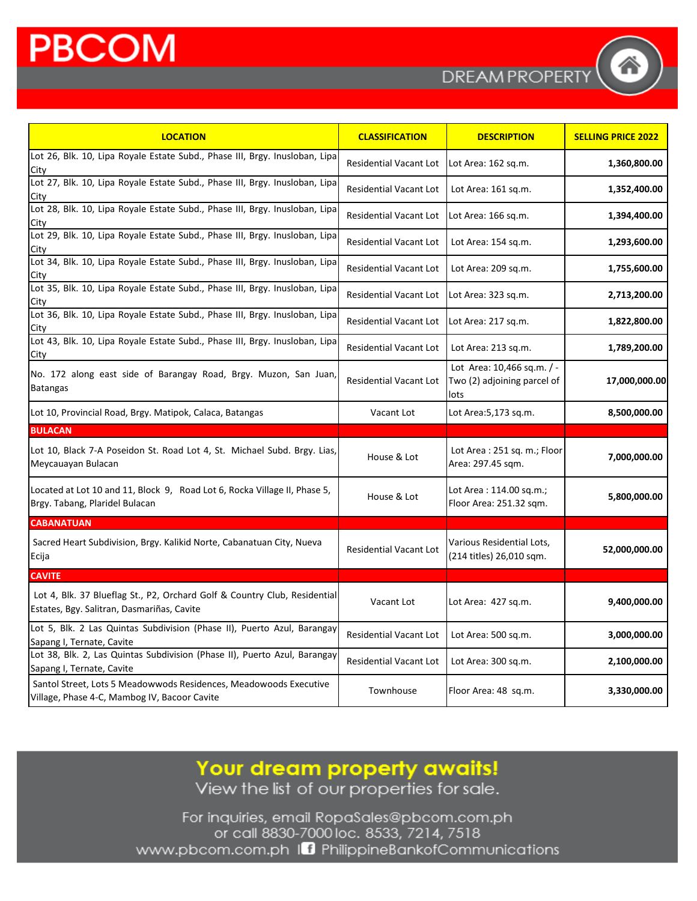# PBCOM

DREAM PROPERTY

| LOCATION | CLASSIFICATION | DESCRIPTION | SELLING PRICE 2022 |
|---|---|---|---|
| Lot 26, Blk. 10, Lipa Royale Estate Subd., Phase III, Brgy. Inusloban, Lipa City | Residential Vacant Lot | Lot Area: 162 sq.m. | 1,360,800.00 |
| Lot 27, Blk. 10, Lipa Royale Estate Subd., Phase III, Brgy. Inusloban, Lipa City | Residential Vacant Lot | Lot Area: 161 sq.m. | 1,352,400.00 |
| Lot 28, Blk. 10, Lipa Royale Estate Subd., Phase III, Brgy. Inusloban, Lipa City | Residential Vacant Lot | Lot Area: 166 sq.m. | 1,394,400.00 |
| Lot 29, Blk. 10, Lipa Royale Estate Subd., Phase III, Brgy. Inusloban, Lipa City | Residential Vacant Lot | Lot Area: 154 sq.m. | 1,293,600.00 |
| Lot 34, Blk. 10, Lipa Royale Estate Subd., Phase III, Brgy. Inusloban, Lipa City | Residential Vacant Lot | Lot Area: 209 sq.m. | 1,755,600.00 |
| Lot 35, Blk. 10, Lipa Royale Estate Subd., Phase III, Brgy. Inusloban, Lipa City | Residential Vacant Lot | Lot Area: 323 sq.m. | 2,713,200.00 |
| Lot 36, Blk. 10, Lipa Royale Estate Subd., Phase III, Brgy. Inusloban, Lipa City | Residential Vacant Lot | Lot Area: 217 sq.m. | 1,822,800.00 |
| Lot 43, Blk. 10, Lipa Royale Estate Subd., Phase III, Brgy. Inusloban, Lipa City | Residential Vacant Lot | Lot Area: 213 sq.m. | 1,789,200.00 |
| No. 172 along east side of Barangay Road, Brgy. Muzon, San Juan, Batangas | Residential Vacant Lot | Lot Area: 10,466 sq.m. / - Two (2) adjoining parcel of lots | 17,000,000.00 |
| Lot 10, Provincial Road, Brgy. Matipok, Calaca, Batangas | Vacant Lot | Lot Area:5,173 sq.m. | 8,500,000.00 |
| **BULACAN** | | | |
| Lot 10, Black 7-A Poseidon St. Road Lot 4, St. Michael Subd. Brgy. Lias, Meycauayan Bulacan | House & Lot | Lot Area : 251 sq. m.; Floor Area: 297.45 sqm. | 7,000,000.00 |
| Located at Lot 10 and 11, Block 9, Road Lot 6, Rocka Village II, Phase 5, Brgy. Tabang, Plaridel Bulacan | House & Lot | Lot Area : 114.00 sq.m.; Floor Area: 251.32 sqm. | 5,800,000.00 |
| **CABANATUAN** | | | |
| Sacred Heart Subdivision, Brgy. Kalikid Norte, Cabanatuan City, Nueva Ecija | Residential Vacant Lot | Various Residential Lots, (214 titles) 26,010 sqm. | 52,000,000.00 |
| **CAVITE** | | | |
| Lot 4, Blk. 37 Blueflag St., P2, Orchard Golf & Country Club, Residential Estates, Bgy. Salitran, Dasmariñas, Cavite | Vacant Lot | Lot Area: 427 sq.m. | 9,400,000.00 |
| Lot 5, Blk. 2 Las Quintas Subdivision (Phase II), Puerto Azul, Barangay Sapang I, Ternate, Cavite | Residential Vacant Lot | Lot Area: 500 sq.m. | 3,000,000.00 |
| Lot 38, Blk. 2, Las Quintas Subdivision (Phase II), Puerto Azul, Barangay Sapang I, Ternate, Cavite | Residential Vacant Lot | Lot Area: 300 sq.m. | 2,100,000.00 |
| Santol Street, Lots 5 Meadowwods Residences, Meadowoods Executive Village, Phase 4-C, Mambog IV, Bacoor Cavite | Townhouse | Floor Area: 48 sq.m. | 3,330,000.00 |

**Your dream property awaits!**

View the list of our properties for sale.

For inquiries, email RopaSales@pbcom.com.ph
or call 8830-7000 loc. 8533, 7214, 7518
www.pbcom.com.ph | PhilippineBankofCommunications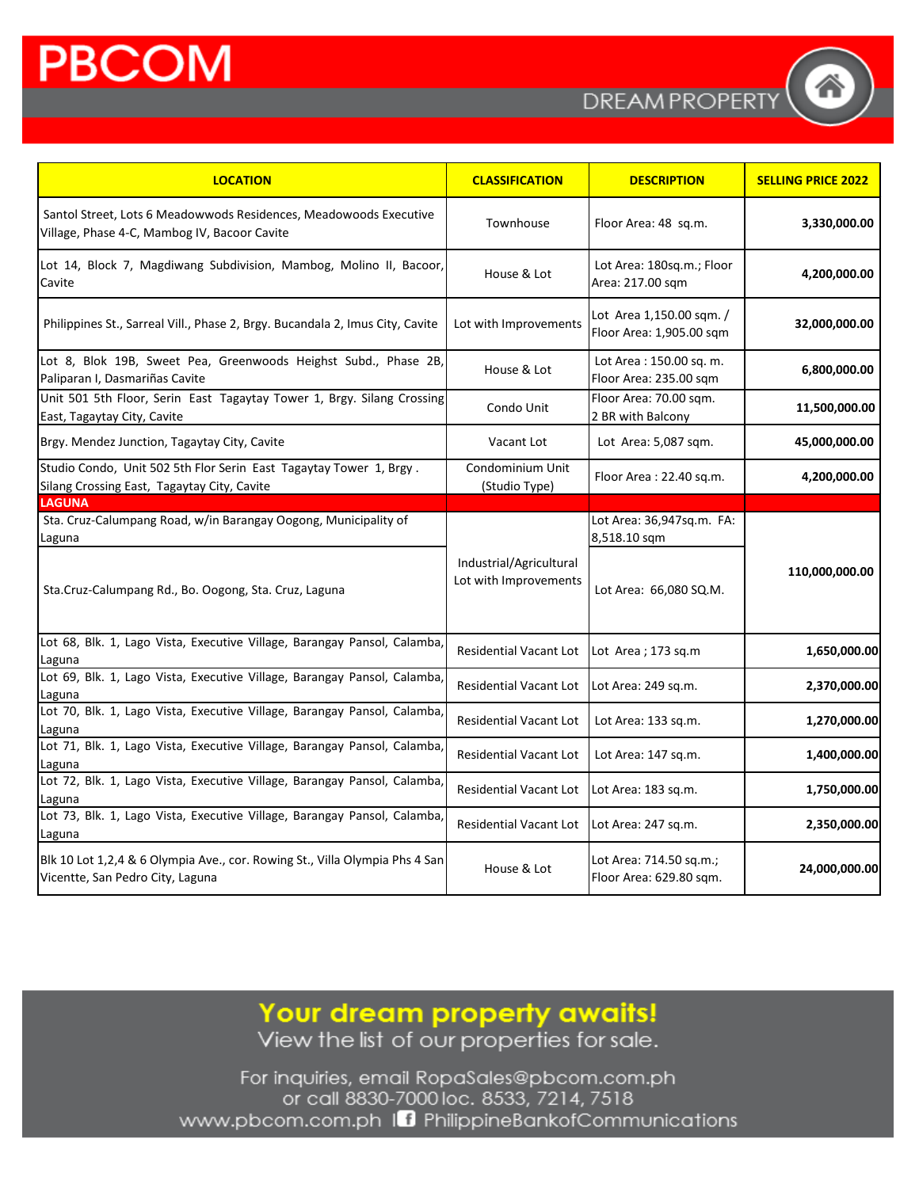# PBCOM

DREAM PROPERTY

| LOCATION | CLASSIFICATION | DESCRIPTION | SELLING PRICE 2022 |
|---|---|---|---|
| Santol Street, Lots 6 Meadowwods Residences, Meadowoods Executive Village, Phase 4-C, Mambog IV, Bacoor Cavite | Townhouse | Floor Area: 48 sq.m. | 3,330,000.00 |
| Lot 14, Block 7, Magdiwang Subdivision, Mambog, Molino II, Bacoor, Cavite | House & Lot | Lot Area: 180sq.m.; Floor Area: 217.00 sqm | 4,200,000.00 |
| Philippines St., Sarreal Vill., Phase 2, Brgy. Bucandala 2, Imus City, Cavite | Lot with Improvements | Lot Area 1,150.00 sqm. / Floor Area: 1,905.00 sqm | 32,000,000.00 |
| Lot 8, Blok 19B, Sweet Pea, Greenwoods Heighst Subd., Phase 2B, Paliparan I, Dasmariñas Cavite | House & Lot | Lot Area : 150.00 sq. m. Floor Area: 235.00 sqm | 6,800,000.00 |
| Unit 501 5th Floor, Serin East Tagaytay Tower 1, Brgy. Silang Crossing East, Tagaytay City, Cavite | Condo Unit | Floor Area: 70.00 sqm. 2 BR with Balcony | 11,500,000.00 |
| Brgy. Mendez Junction, Tagaytay City, Cavite | Vacant Lot | Lot Area: 5,087 sqm. | 45,000,000.00 |
| Studio Condo, Unit 502 5th Flor Serin East Tagaytay Tower 1, Brgy . Silang Crossing East, Tagaytay City, Cavite | Condominium Unit (Studio Type) | Floor Area : 22.40 sq.m. | 4,200,000.00 |
| **LAGUNA** | | | |
| Sta. Cruz-Calumpang Road, w/in Barangay Oogong, Municipality of Laguna | Industrial/Agricultural Lot with Improvements | Lot Area: 36,947sq.m. FA: 8,518.10 sqm | 110,000,000.00 |
| Sta.Cruz-Calumpang Rd., Bo. Oogong, Sta. Cruz, Laguna | | Lot Area: 66,080 SQ.M. | |
| Lot 68, Blk. 1, Lago Vista, Executive Village, Barangay Pansol, Calamba, Laguna | Residential Vacant Lot | Lot Area ; 173 sq.m | 1,650,000.00 |
| Lot 69, Blk. 1, Lago Vista, Executive Village, Barangay Pansol, Calamba, Laguna | Residential Vacant Lot | Lot Area: 249 sq.m. | 2,370,000.00 |
| Lot 70, Blk. 1, Lago Vista, Executive Village, Barangay Pansol, Calamba, Laguna | Residential Vacant Lot | Lot Area: 133 sq.m. | 1,270,000.00 |
| Lot 71, Blk. 1, Lago Vista, Executive Village, Barangay Pansol, Calamba, Laguna | Residential Vacant Lot | Lot Area: 147 sq.m. | 1,400,000.00 |
| Lot 72, Blk. 1, Lago Vista, Executive Village, Barangay Pansol, Calamba, Laguna | Residential Vacant Lot | Lot Area: 183 sq.m. | 1,750,000.00 |
| Lot 73, Blk. 1, Lago Vista, Executive Village, Barangay Pansol, Calamba, Laguna | Residential Vacant Lot | Lot Area: 247 sq.m. | 2,350,000.00 |
| Blk 10 Lot 1,2,4 & 6 Olympia Ave., cor. Rowing St., Villa Olympia Phs 4 San Vicentte, San Pedro City, Laguna | House & Lot | Lot Area: 714.50 sq.m.; Floor Area: 629.80 sqm. | 24,000,000.00 |

**Your dream property awaits!**
View the list of our properties for sale.

For inquiries, email RopaSales@pbcom.com.ph
or call 8830-7000 loc. 8533, 7214, 7518
www.pbcom.com.ph | PhilippineBankofCommunications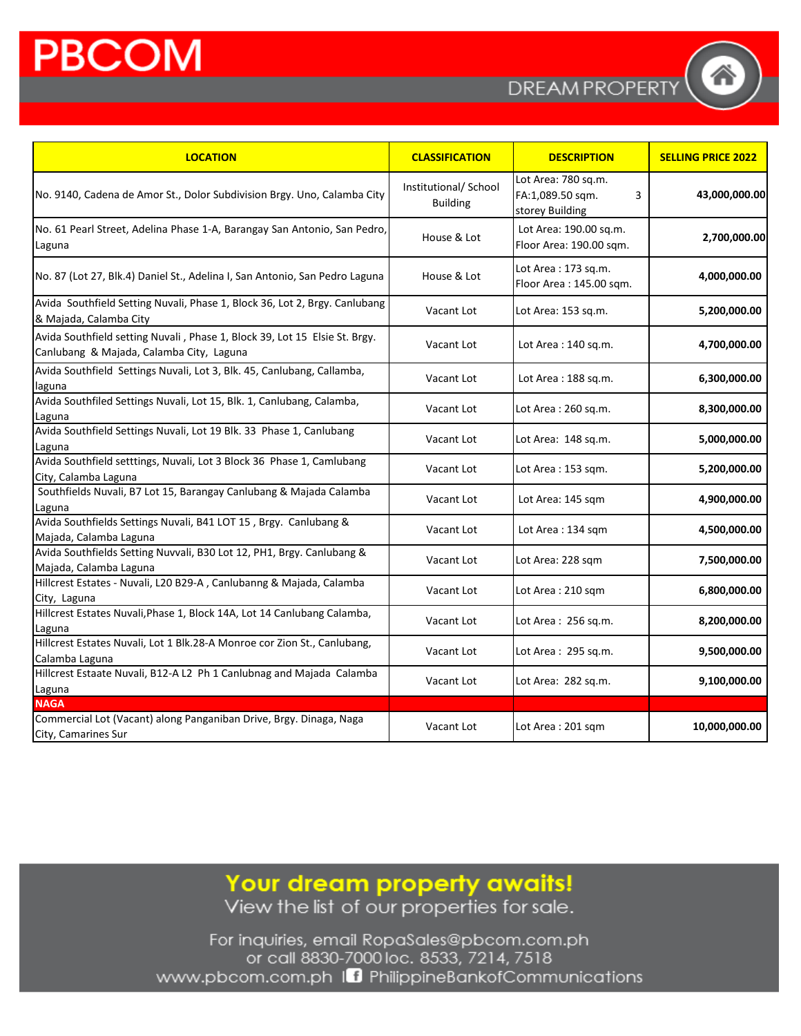# PBCOM

DREAM PROPERTY

| LOCATION | CLASSIFICATION | DESCRIPTION | SELLING PRICE 2022 |
|---|---|---|---|
| No. 9140, Cadena de Amor St., Dolor Subdivision Brgy. Uno, Calamba City | Institutional/ School Building | Lot Area: 780 sq.m. FA:1,089.50 sqm. 3 storey Building | 43,000,000.00 |
| No. 61 Pearl Street, Adelina Phase 1-A, Barangay San Antonio, San Pedro, Laguna | House & Lot | Lot Area: 190.00 sq.m. Floor Area: 190.00 sqm. | 2,700,000.00 |
| No. 87 (Lot 27, Blk.4) Daniel St., Adelina I, San Antonio, San Pedro Laguna | House & Lot | Lot Area : 173 sq.m. Floor Area : 145.00 sqm. | 4,000,000.00 |
| Avida Southfield Setting Nuvali, Phase 1, Block 36, Lot 2, Brgy. Canlubang & Majada, Calamba City | Vacant Lot | Lot Area: 153 sq.m. | 5,200,000.00 |
| Avida Southfield setting Nuvali , Phase 1, Block 39, Lot 15 Elsie St. Brgy. Canlubang & Majada, Calamba City, Laguna | Vacant Lot | Lot Area : 140 sq.m. | 4,700,000.00 |
| Avida Southfield Settings Nuvali, Lot 3, Blk. 45, Canlubang, Callamba, laguna | Vacant Lot | Lot Area : 188 sq.m. | 6,300,000.00 |
| Avida Southfiled Settings Nuvali, Lot 15, Blk. 1, Canlubang, Calamba, Laguna | Vacant Lot | Lot Area : 260 sq.m. | 8,300,000.00 |
| Avida Southfield Settings Nuvali, Lot 19 Blk. 33 Phase 1, Canlubang Laguna | Vacant Lot | Lot Area: 148 sq.m. | 5,000,000.00 |
| Avida Southfield setttings, Nuvali, Lot 3 Block 36 Phase 1, Camlubang City, Calamba Laguna | Vacant Lot | Lot Area : 153 sqm. | 5,200,000.00 |
| Southfields Nuvali, B7 Lot 15, Barangay Canlubang & Majada Calamba Laguna | Vacant Lot | Lot Area: 145 sqm | 4,900,000.00 |
| Avida Southfields Settings Nuvali, B41 LOT 15 , Brgy. Canlubang & Majada, Calamba Laguna | Vacant Lot | Lot Area : 134 sqm | 4,500,000.00 |
| Avida Southfields Setting Nuvvali, B30 Lot 12, PH1, Brgy. Canlubang & Majada, Calamba Laguna | Vacant Lot | Lot Area: 228 sqm | 7,500,000.00 |
| Hillcrest Estates - Nuvali, L20 B29-A , Canlubanng & Majada, Calamba City, Laguna | Vacant Lot | Lot Area : 210 sqm | 6,800,000.00 |
| Hillcrest Estates Nuvali,Phase 1, Block 14A, Lot 14 Canlubang Calamba, Laguna | Vacant Lot | Lot Area : 256 sq.m. | 8,200,000.00 |
| Hillcrest Estates Nuvali, Lot 1 Blk.28-A Monroe cor Zion St., Canlubang, Calamba Laguna | Vacant Lot | Lot Area : 295 sq.m. | 9,500,000.00 |
| Hillcrest Estaate Nuvali, B12-A L2 Ph 1 Canlubnag and Majada Calamba Laguna | Vacant Lot | Lot Area: 282 sq.m. | 9,100,000.00 |
| **NAGA** | | | |
| Commercial Lot (Vacant) along Panganiban Drive, Brgy. Dinaga, Naga City, Camarines Sur | Vacant Lot | Lot Area : 201 sqm | 10,000,000.00 |

**Your dream property awaits!**

View the list of our properties for sale.

For inquiries, email RopaSales@pbcom.com.ph
or call 8830-7000 loc. 8533, 7214, 7518
www.pbcom.com.ph | PhilippineBankofCommunications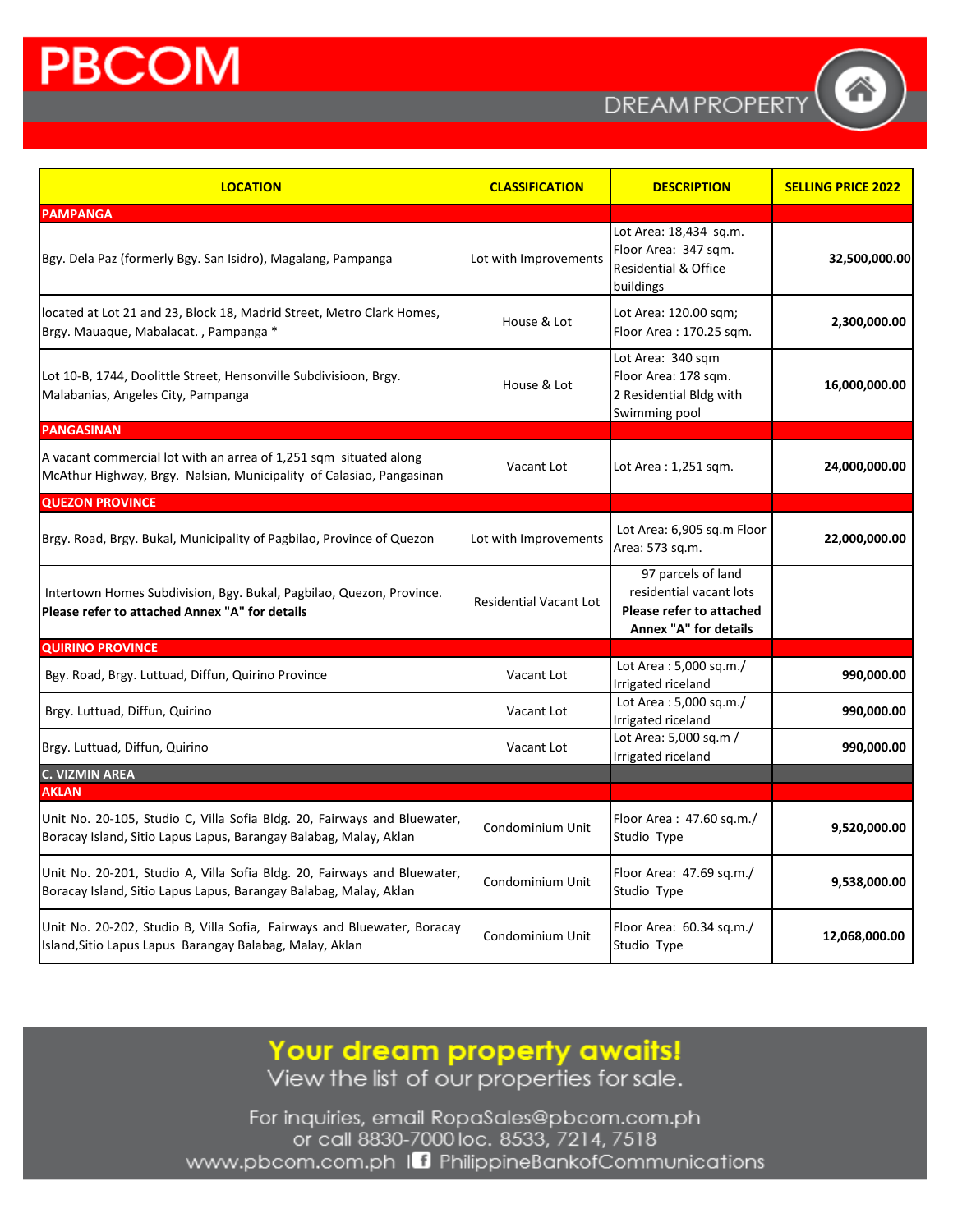# PBCOM

DREAM PROPERTY

| LOCATION | CLASSIFICATION | DESCRIPTION | SELLING PRICE 2022 |
|---|---|---|---|
| **PAMPANGA** | | | |
| Bgy. Dela Paz (formerly Bgy. San Isidro), Magalang, Pampanga | Lot with Improvements | Lot Area: 18,434 sq.m. Floor Area: 347 sqm. Residential & Office buildings | **32,500,000.00** |
| located at Lot 21 and 23, Block 18, Madrid Street, Metro Clark Homes, Brgy. Mauaque, Mabalacat. , Pampanga * | House & Lot | Lot Area: 120.00 sqm; Floor Area : 170.25 sqm. | **2,300,000.00** |
| Lot 10-B, 1744, Doolittle Street, Hensonville Subdivisioon, Brgy. Malabanias, Angeles City, Pampanga | House & Lot | Lot Area: 340 sqm Floor Area: 178 sqm. 2 Residential Bldg with Swimming pool | **16,000,000.00** |
| **PANGASINAN** | | | |
| A vacant commercial lot with an arrea of 1,251 sqm situated along McArthur Highway, Brgy. Nalsian, Municipality of Calasiao, Pangasinan | Vacant Lot | Lot Area : 1,251 sqm. | **24,000,000.00** |
| **QUEZON PROVINCE** | | | |
| Brgy. Road, Brgy. Bukal, Municipality of Pagbilao, Province of Quezon | Lot with Improvements | Lot Area: 6,905 sq.m Floor Area: 573 sq.m. | **22,000,000.00** |
| Intertown Homes Subdivision, Bgy. Bukal, Pagbilao, Quezon, Province. **Please refer to attached Annex "A" for details** | Residential Vacant Lot | 97 parcels of land residential vacant lots **Please refer to attached Annex "A" for details** | |
| **QUIRINO PROVINCE** | | | |
| Bgy. Road, Brgy. Luttuad, Diffun, Quirino Province | Vacant Lot | Lot Area : 5,000 sq.m./ Irrigated riceland | **990,000.00** |
| Brgy. Luttuad, Diffun, Quirino | Vacant Lot | Lot Area : 5,000 sq.m./ Irrigated riceland | **990,000.00** |
| Brgy. Luttuad, Diffun, Quirino | Vacant Lot | Lot Area: 5,000 sq.m / Irrigated riceland | **990,000.00** |
| **C. VIZMIN AREA** | | | |
| **AKLAN** | | | |
| Unit No. 20-105, Studio C, Villa Sofia Bldg. 20, Fairways and Bluewater, Boracay Island, Sitio Lapus Lapus, Barangay Balabag, Malay, Aklan | Condominium Unit | Floor Area : 47.60 sq.m./ Studio Type | **9,520,000.00** |
| Unit No. 20-201, Studio A, Villa Sofia Bldg. 20, Fairways and Bluewater, Boracay Island, Sitio Lapus Lapus, Barangay Balabag, Malay, Aklan | Condominium Unit | Floor Area: 47.69 sq.m./ Studio Type | **9,538,000.00** |
| Unit No. 20-202, Studio B, Villa Sofia, Fairways and Bluewater, Boracay Island,Sitio Lapus Lapus Barangay Balabag, Malay, Aklan | Condominium Unit | Floor Area: 60.34 sq.m./ Studio Type | **12,068,000.00** |

**Your dream property awaits!**
View the list of our properties for sale.

For inquiries, email RopaSales@pbcom.com.ph
or call 8830-7000 loc. 8533, 7214, 7518
www.pbcom.com.ph | PhilippineBankofCommunications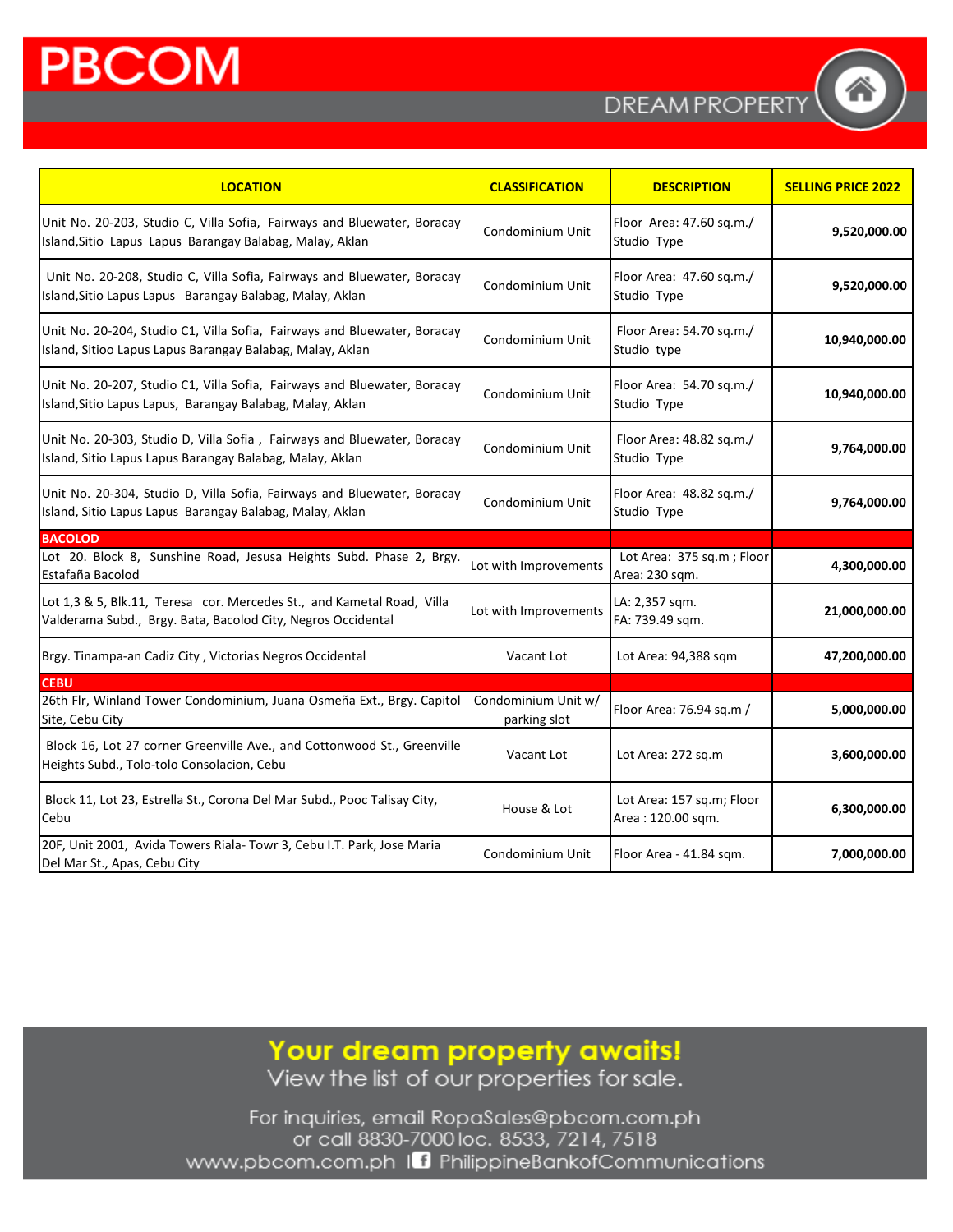# PBCOM

DREAM PROPERTY

| LOCATION | CLASSIFICATION | DESCRIPTION | SELLING PRICE 2022 |
|---|---|---|---|
| Unit No. 20-203, Studio C, Villa Sofia, Fairways and Bluewater, Boracay Island,Sitio Lapus Lapus Barangay Balabag, Malay, Aklan | Condominium Unit | Floor Area: 47.60 sq.m./ Studio Type | 9,520,000.00 |
| Unit No. 20-208, Studio C, Villa Sofia, Fairways and Bluewater, Boracay Island,Sitio Lapus Lapus Barangay Balabag, Malay, Aklan | Condominium Unit | Floor Area: 47.60 sq.m./ Studio Type | 9,520,000.00 |
| Unit No. 20-204, Studio C1, Villa Sofia, Fairways and Bluewater, Boracay Island, Sitioo Lapus Lapus Barangay Balabag, Malay, Aklan | Condominium Unit | Floor Area: 54.70 sq.m./ Studio type | 10,940,000.00 |
| Unit No. 20-207, Studio C1, Villa Sofia, Fairways and Bluewater, Boracay Island,Sitio Lapus Lapus, Barangay Balabag, Malay, Aklan | Condominium Unit | Floor Area: 54.70 sq.m./ Studio Type | 10,940,000.00 |
| Unit No. 20-303, Studio D, Villa Sofia , Fairways and Bluewater, Boracay Island, Sitio Lapus Lapus Barangay Balabag, Malay, Aklan | Condominium Unit | Floor Area: 48.82 sq.m./ Studio Type | 9,764,000.00 |
| Unit No. 20-304, Studio D, Villa Sofia, Fairways and Bluewater, Boracay Island, Sitio Lapus Lapus Barangay Balabag, Malay, Aklan | Condominium Unit | Floor Area: 48.82 sq.m./ Studio Type | 9,764,000.00 |
| **BACOLOD** | | | |
| Lot 20. Block 8, Sunshine Road, Jesusa Heights Subd. Phase 2, Brgy. Estafaña Bacolod | Lot with Improvements | Lot Area: 375 sq.m ; Floor Area: 230 sqm. | 4,300,000.00 |
| Lot 1,3 & 5, Blk.11, Teresa cor. Mercedes St., and Kametal Road, Villa Valderama Subd., Brgy. Bata, Bacolod City, Negros Occidental | Lot with Improvements | LA: 2,357 sqm. FA: 739.49 sqm. | 21,000,000.00 |
| Brgy. Tinampa-an Cadiz City , Victorias Negros Occidental | Vacant Lot | Lot Area: 94,388 sqm | 47,200,000.00 |
| **CEBU** | | | |
| 26th Flr, Winland Tower Condominium, Juana Osmeña Ext., Brgy. Capitol Site, Cebu City | Condominium Unit w/ parking slot | Floor Area: 76.94 sq.m / | 5,000,000.00 |
| Block 16, Lot 27 corner Greenville Ave., and Cottonwood St., Greenville Heights Subd., Tolo-tolo Consolacion, Cebu | Vacant Lot | Lot Area: 272 sq.m | 3,600,000.00 |
| Block 11, Lot 23, Estrella St., Corona Del Mar Subd., Pooc Talisay City, Cebu | House & Lot | Lot Area: 157 sq.m; Floor Area : 120.00 sqm. | 6,300,000.00 |
| 20F, Unit 2001, Avida Towers Riala- Towr 3, Cebu I.T. Park, Jose Maria Del Mar St., Apas, Cebu City | Condominium Unit | Floor Area - 41.84 sqm. | 7,000,000.00 |

**Your dream property awaits!**
View the list of our properties for sale.

For inquiries, email RopaSales@pbcom.com.ph
or call 8830-7000 loc. 8533, 7214, 7518
www.pbcom.com.ph | PhilippineBankofCommunications